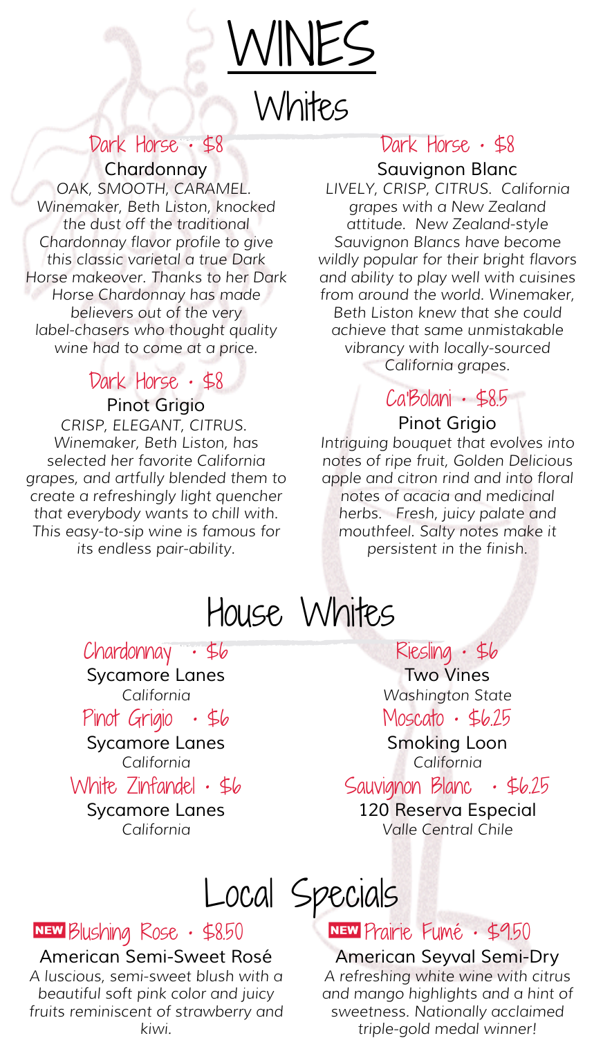# WINES

## Whites

### Dark Horse • $8

**Chardonnay**

*OAK, SMOOTH, CARAMEL. Winemaker, Beth Liston, knocked the dust off the traditional Chardonnay flavor profile to give this classic varietal a true Dark Horse makeover. Thanks to her Dark Horse Chardonnay has made believers out of the very label-chasers who thought quality wine had to come at a price.*

### Dark Horse • $8

**Pinot Grigio**

*CRISP, ELEGANT, CITRUS. Winemaker, Beth Liston, has selected her favorite California grapes, and artfully blended them to create a refreshingly light quencher that everybody wants to chill with. This easy-to-sip wine is famous for its endless pair-ability.*

### Dark Horse • $8

**Sauvignon Blanc**

*LIVELY, CRISP, CITRUS. California grapes with a New Zealand attitude. New Zealand-style Sauvignon Blancs have become wildly popular for their bright flavors and ability to play well with cuisines from around the world. Winemaker, Beth Liston knew that she could achieve that same unmistakable vibrancy with locally-sourced California grapes.*

### Ca'Bolani • $8.5

**Pinot Grigio**

*Intriguing bouquet that evolves into notes of ripe fruit, Golden Delicious apple and citron rind and into floral notes of acacia and medicinal herbs. Fresh, juicy palate and mouthfeel. Salty notes make it persistent in the finish.*

## House Whites

### Chardonnay • $6

**Sycamore Lanes**

*California*

### Pinot Grigio • $6

**Sycamore Lanes**

*California*

### White Zinfandel • $6

**Sycamore Lanes**

*California*

### Riesling • $6

**Two Vines**

*Washington State*

### Moscato • $6.25

**Smoking Loon**

*California*

### Sauvignon Blanc • $6.25

**120 Reserva Especial**

*Valle Central Chile*

## Local Specials

### NEW Blushing Rose • $8.50

**American Semi-Sweet Rosé**

*A luscious, semi-sweet blush with a beautiful soft pink color and juicy fruits reminiscent of strawberry and kiwi.*

### NEW Prairie Fumé • $9.50

**American Seyval Semi-Dry**

*A refreshing white wine with citrus and mango highlights and a hint of sweetness. Nationally acclaimed triple-gold medal winner!*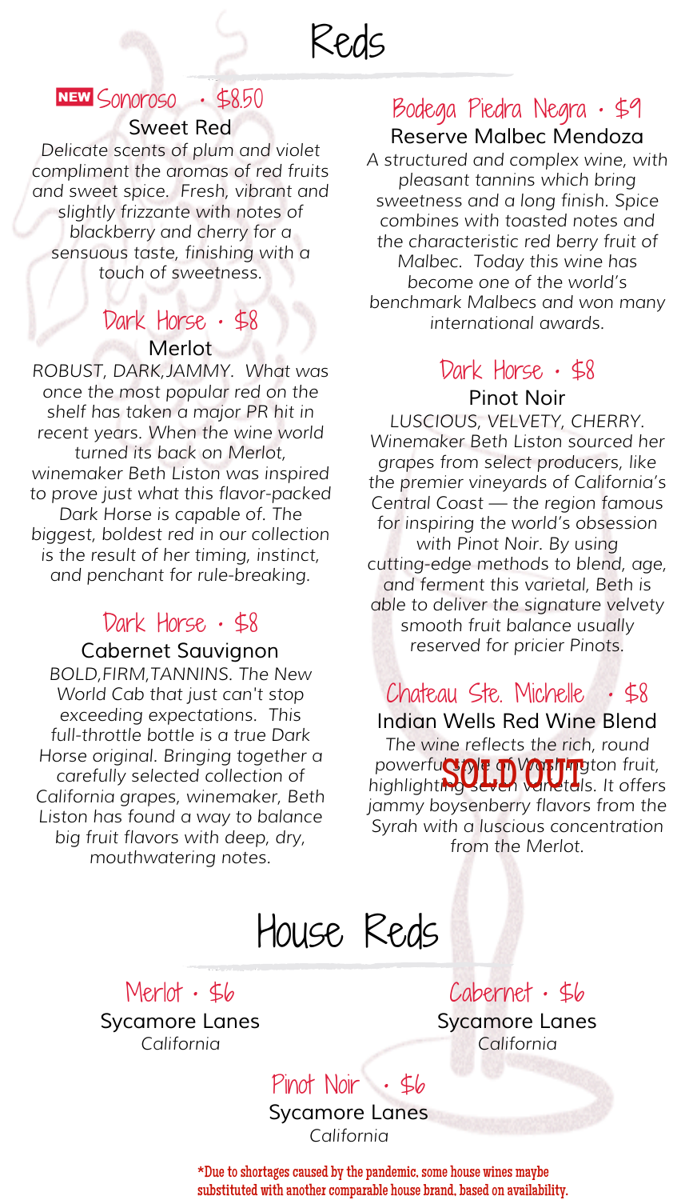# Reds

## NEW Sonoroso • $8.50

**Sweet Red**

*Delicate scents of plum and violet compliment the aromas of red fruits and sweet spice. Fresh, vibrant and slightly frizzante with notes of blackberry and cherry for a sensuous taste, finishing with a touch of sweetness.*

## Dark Horse • $8

**Merlot**

*ROBUST, DARK,JAMMY. What was once the most popular red on the shelf has taken a major PR hit in recent years. When the wine world turned its back on Merlot, winemaker Beth Liston was inspired to prove just what this flavor-packed Dark Horse is capable of. The biggest, boldest red in our collection is the result of her timing, instinct, and penchant for rule-breaking.*

## Dark Horse • $8

**Cabernet Sauvignon**

*BOLD,FIRM,TANNINS. The New World Cab that just can't stop exceeding expectations. This full-throttle bottle is a true Dark Horse original. Bringing together a carefully selected collection of California grapes, winemaker, Beth Liston has found a way to balance big fruit flavors with deep, dry, mouthwatering notes.*

## Bodega Piedra Negra • $9

**Reserve Malbec Mendoza**

*A structured and complex wine, with pleasant tannins which bring sweetness and a long finish. Spice combines with toasted notes and the characteristic red berry fruit of Malbec. Today this wine has become one of the world's benchmark Malbecs and won many international awards.*

## Dark Horse • $8

**Pinot Noir**

*LUSCIOUS, VELVETY, CHERRY. Winemaker Beth Liston sourced her grapes from select producers, like the premier vineyards of California's Central Coast — the region famous for inspiring the world's obsession with Pinot Noir. By using cutting-edge methods to blend, age, and ferment this varietal, Beth is able to deliver the signature velvety smooth fruit balance usually reserved for pricier Pinots.*

## Chateau Ste. Michelle • $8

**Indian Wells Red Wine Blend**

SOLD OUT

*The wine reflects the rich, round powerful style of Washington fruit, highlighting seven varietals. It offers jammy boysenberry flavors from the Syrah with a luscious concentration from the Merlot.*

# House Reds

## Merlot • $6

**Sycamore Lanes**

*California*

## Cabernet • $6

**Sycamore Lanes**

*California*

## Pinot Noir • $6

**Sycamore Lanes**

*California*

*Due to shortages caused by the pandemic, some house wines maybe substituted with another comparable house brand, based on availability.